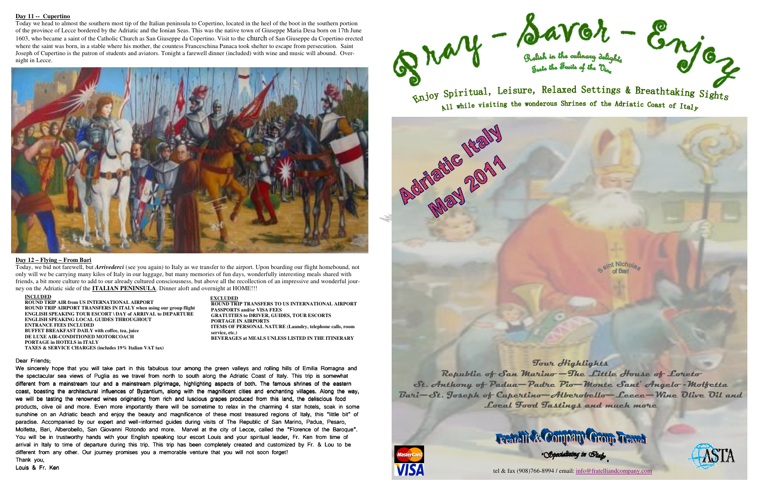**Day 11 -- Cupertino**

Today we head to almost the southern most tip of the Italian peninsula to Copertino, located in the heel of the boot in the southern portion of the province of Lecce bordered by the Adriatic and the Ionian Seas. This was the native town of Giuseppe Maria Desa born on 17th June 1603, who became a saint of the Catholic Church as San Giuseppe da Copertino. Visit to the church of San Giuseppe da Copertino erected where the saint was born, in a stable where his mother, the countess Franceschina Panaca took shelter to escape from persecution. Saint Joseph of Cupertino is the patron of students and aviators. Tonight a farewell dinner (included) with wine and music will abound. Overnight in Lecce.

**Day 12 – Flying – From Bari**

Today, we bid not farewell, but ***Arrivederci*** (see you again) to Italy as we transfer to the airport. Upon boarding our flight homebound, not only will we be carrying many kilos of Italy in our luggage, but many memories of fun days, wonderfully interesting meals shared with friends, a bit more culture to add to our already cultured consciousness, but above all the recollection of an impressive and wonderful journey on the Adriatic side of the **ITALIAN PENINSULA**. Dinner aloft and overnight at HOME!!!

**INCLUDED**
- ROUND TRIP AIR from US INTERNATIONAL AIRPORT
- ROUND TRIP AIRPORT TRANSFERS IN ITALY when using our group flight
- ENGLISH SPEAKING TOUR ESCORT \ DAY of ARRIVAL to DEPARTURE
- ENGLISH SPEAKING LOCAL GUIDES THROUGHOUT
- ENTRANCE FEES INCLUDED
- BUFFET BREAKFAST DAILY with coffee, tea, juice
- DE LUXE AIR-CONDITIONED MOTORCOACH
- PORTAGE in HOTELS in ITALY
- TAXES & SERVICE CHARGES (includes 19% Italian VAT tax)

**EXCLUDED**
- ROUND TRIP TRANSFERS TO US INTERNATIONAL AIRPORT
- PASSPORTS and/or VISA FEES
- GRATUITIES to DRIVER, GUIDES, TOUR ESCORTS
- PORTAGE IN AIRPORTS
- ITEMS OF PERSONAL NATURE (Laundry, telephone calls, room service, etc.)
- BEVERAGES at MEALS UNLESS LISTED IN THE ITINERARY

Dear Friends;

We sincerely hope that you will take part in this fabulous tour among the green valleys and rolling hills of Emilia Romagna and the spectacular sea views of Puglia as we travel from north to south along the Adriatic Coast of Italy. This trip is somewhat different from a mainstream tour and a mainstream pilgrimage, highlighting aspects of both. The famous shrines of the eastern coast, boasting the architectural influences of Byzantium, along with the magnificent cities and enchanting villages. Along the way, we will be tasting the renowned wines originating from rich and luscious grapes produced from this land, the deliscious food products, olive oil and more. Even more importantly there will be sometime to relax in the charming 4 star hotels, soak in some sunshine on an Adriatic beach and enjoy the beauty and magnificence of these most treasured regions of Italy, this "little bit" of paradise. Accompanied by our expert and well-informed guides during visits of The Republic of San Marino, Padua, Pesaro, Molfetta, Bari, Alberobello, San Giovanni Rotondo and more. Marvel at the city of Lecce, called the "Florence of the Baroque". You will be in trustworthy hands with your English speaking tour escort Louis and your spiritual leader, Fr. Ken from time of arrival in Italy to time of departure during this trip. This trip has been completely created and customized by Fr. & Lou to be different from any other. Our journey promises you a memorable venture that you will not soon forget!

Thank you,

Louis & Fr. Ken

# Pray - Savor - Enjoy

Relish in the culinary delights
Taste the Fruits of the Vine

Enjoy Spiritual, Leisure, Relaxed Settings & Breathtaking Sights
All while visiting the wonderous Shrines of the Adriatic Coast of Italy

## Adriatic Italy May 2011

Saint Nicholas of Bari

### Tour Highlights

Republic of San Marino—The Little House of Loreto
St. Anthony of Padua—Padre Pio—Monte Sant' Angelo-Molfetta
Bari—St. Joseph of Cupertino—Alberobello—Lecce—Wine Olive Oil and Local Food Tastings and much more

**Fratelli & Company Group Travel**

"Specializing in Italy"

tel & fax (908)766-8994 / email: info@fratelliandcompany.com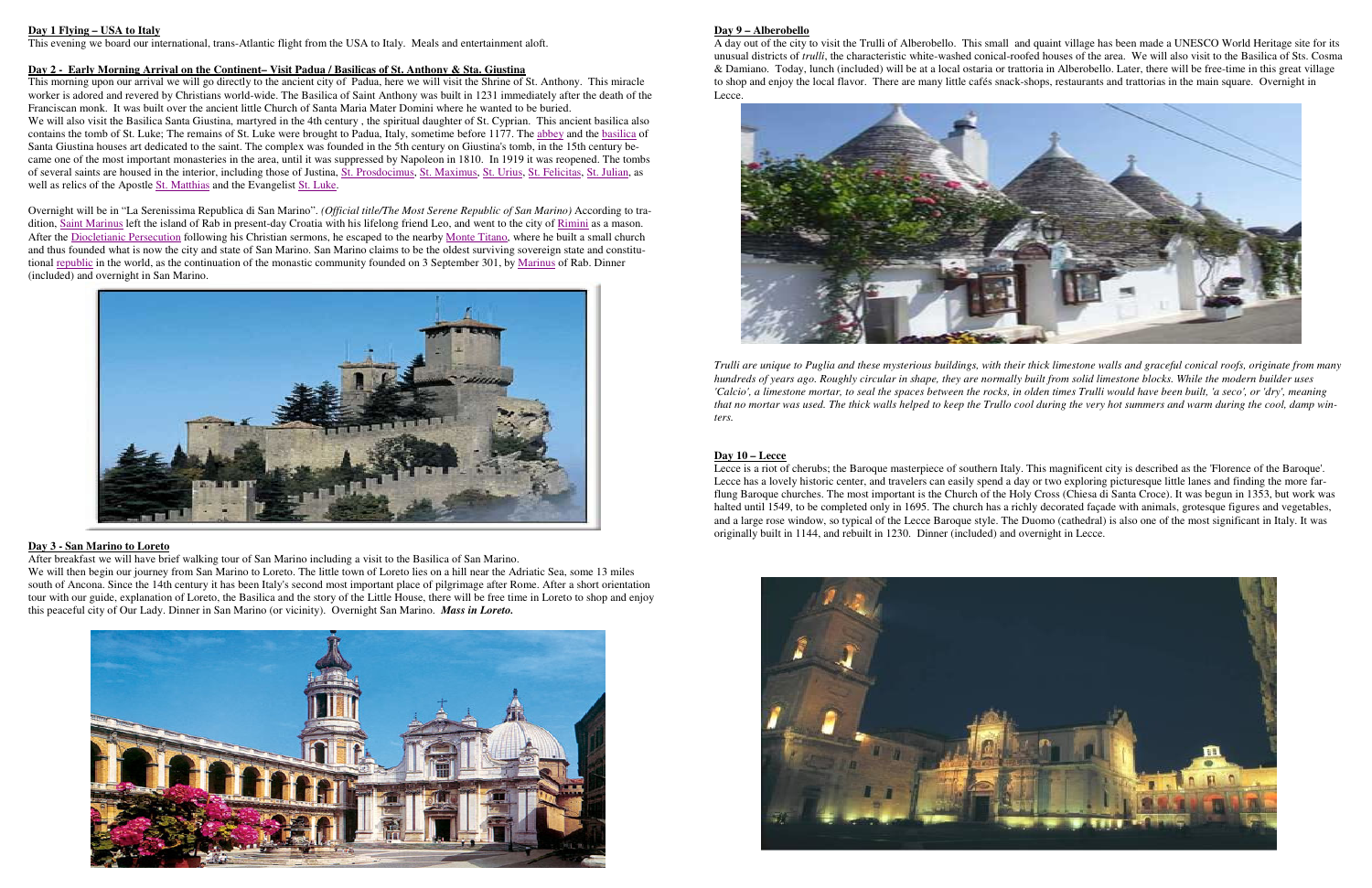**Day 1 Flying – USA to Italy**

This evening we board our international, trans-Atlantic flight from the USA to Italy. Meals and entertainment aloft.

**Day 2 - Early Morning Arrival on the Continent– Visit Padua / Basilicas of St. Anthony & Sta. Giustina**

This morning upon our arrival we will go directly to the ancient city of Padua, here we will visit the Shrine of St. Anthony. This miracle worker is adored and revered by Christians world-wide. The Basilica of Saint Anthony was built in 1231 immediately after the death of the Franciscan monk. It was built over the ancient little Church of Santa Maria Mater Domini where he wanted to be buried.

We will also visit the Basilica Santa Giustina, martyred in the 4th century , the spiritual daughter of St. Cyprian. This ancient basilica also contains the tomb of St. Luke; The remains of St. Luke were brought to Padua, Italy, sometime before 1177. The abbey and the basilica of Santa Giustina houses art dedicated to the saint. The complex was founded in the 5th century on Giustina's tomb, in the 15th century became one of the most important monasteries in the area, until it was suppressed by Napoleon in 1810. In 1919 it was reopened. The tombs of several saints are housed in the interior, including those of Justina, St. Prosdocimus, St. Maximus, St. Urius, St. Felicitas, St. Julian, as well as relics of the Apostle St. Matthias and the Evangelist St. Luke.

Overnight will be in "La Serenissima Republica di San Marino". *(Official title/The Most Serene Republic of San Marino)* According to tradition, Saint Marinus left the island of Rab in present-day Croatia with his lifelong friend Leo, and went to the city of Rimini as a mason. After the Diocletianic Persecution following his Christian sermons, he escaped to the nearby Monte Titano, where he built a small church and thus founded what is now the city and state of San Marino. San Marino claims to be the oldest surviving sovereign state and constitutional republic in the world, as the continuation of the monastic community founded on 3 September 301, by Marinus of Rab. Dinner (included) and overnight in San Marino.

**Day 3 - San Marino to Loreto**

After breakfast we will have brief walking tour of San Marino including a visit to the Basilica of San Marino.

We will then begin our journey from San Marino to Loreto. The little town of Loreto lies on a hill near the Adriatic Sea, some 13 miles south of Ancona. Since the 14th century it has been Italy's second most important place of pilgrimage after Rome. After a short orientation tour with our guide, explanation of Loreto, the Basilica and the story of the Little House, there will be free time in Loreto to shop and enjoy this peaceful city of Our Lady. Dinner in San Marino (or vicinity). Overnight San Marino. ***Mass in Loreto.***

**Day 9 – Alberobello**

A day out of the city to visit the Trulli of Alberobello. This small and quaint village has been made a UNESCO World Heritage site for its unusual districts of *trulli*, the characteristic white-washed conical-roofed houses of the area. We will also visit to the Basilica of Sts. Cosma & Damiano. Today, lunch (included) will be at a local ostaria or trattoria in Alberobello. Later, there will be free-time in this great village to shop and enjoy the local flavor. There are many little cafés snack-shops, restaurants and trattorias in the main square. Overnight in Lecce.

***Trulli are unique to Puglia and these mysterious buildings, with their thick limestone walls and graceful conical roofs, originate from many hundreds of years ago. Roughly circular in shape, they are normally built from solid limestone blocks. While the modern builder uses 'Calcio', a limestone mortar, to seal the spaces between the rocks, in olden times Trulli would have been built, 'a seco', or 'dry', meaning that no mortar was used. The thick walls helped to keep the Trullo cool during the very hot summers and warm during the cool, damp winters.***

**Day 10 – Lecce**

Lecce is a riot of cherubs; the Baroque masterpiece of southern Italy. This magnificent city is described as the 'Florence of the Baroque'. Lecce has a lovely historic center, and travelers can easily spend a day or two exploring picturesque little lanes and finding the more far-flung Baroque churches. The most important is the Church of the Holy Cross (Chiesa di Santa Croce). It was begun in 1353, but work was halted until 1549, to be completed only in 1695. The church has a richly decorated façade with animals, grotesque figures and vegetables, and a large rose window, so typical of the Lecce Baroque style. The Duomo (cathedral) is also one of the most significant in Italy. It was originally built in 1144, and rebuilt in 1230. Dinner (included) and overnight in Lecce.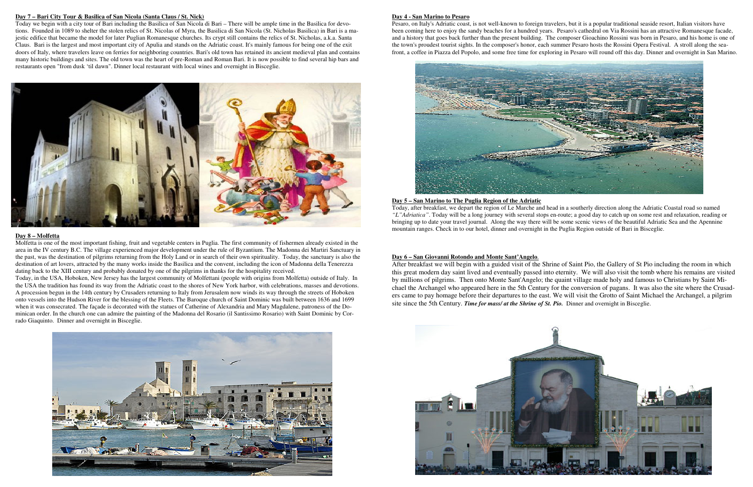**Day 7 – Bari City Tour & Basilica of San Nicola (Santa Claus / St. Nick)**

Today we begin with a city tour of Bari including the Basilica of San Nicola di Bari – There will be ample time in the Basilica for devotions. Founded in 1089 to shelter the stolen relics of St. Nicolas of Myra, the Basilica di San Nicola (St. Nicholas Basilica) in Bari is a majestic edifice that became the model for later Puglian Romanesque churches. Its crypt still contains the relics of St. Nicholas, a.k.a. Santa Claus. Bari is the largest and most important city of Apulia and stands on the Adriatic coast. It's mainly famous for being one of the exit doors of Italy, where travelers leave on ferries for neighboring countries. Bari's old town has retained its ancient medieval plan and contains many historic buildings and sites. The old town was the heart of pre-Roman and Roman Bari. It is now possible to find several hip bars and restaurants open "from dusk 'til dawn". Dinner local restaurant with local wines and overnight in Bisceglie.

**Day 8 – Molfetta**

Molfetta is one of the most important fishing, fruit and vegetable centers in Puglia. The first community of fishermen already existed in the area in the IV century B.C. The village experienced major development under the rule of Byzantium. The Madonna dei Martiri Sanctuary in the past, was the destination of pilgrims returning from the Holy Land or in search of their own spirituality. Today, the sanctuary is also the destination of art lovers, attracted by the many works inside the Basilica and the convent, including the icon of Madonna della Tenerezza dating back to the XIII century and probably donated by one of the pilgrims in thanks for the hospitality received.

Today, in the USA, Hoboken, New Jersey has the largest community of Molfettani (people with origins from Molfetta) outside of Italy. In the USA the tradition has found its way from the Adriatic coast to the shores of New York harbor, with celebrations, masses and devotions. A procession begun in the 14th century by Crusaders returning to Italy from Jerusalem now winds its way through the streets of Hoboken onto vessels into the Hudson River for the blessing of the Fleets. The Baroque church of Saint Dominic was built between 1636 and 1699 when it was consecrated. The façade is decorated with the statues of Catherine of Alexandria and Mary Magdalene, patroness of the Dominican order. In the church one can admire the painting of the Madonna del Rosario (il Santissimo Rosario) with Saint Dominic by Corrado Giaquinto. Dinner and overnight in Bisceglie.

**Day 4 - San Marino to Pesaro**

Pesaro, on Italy's Adriatic coast, is not well-known to foreign travelers, but it is a popular traditional seaside resort, Italian visitors have been coming here to enjoy the sandy beaches for a hundred years. Pesaro's cathedral on Via Rossini has an attractive Romanesque facade, and a history that goes back further than the present building. The composer Gioachino Rossini was born in Pesaro, and his home is one of the town's proudest tourist sights. In the composer's honor, each summer Pesaro hosts the Rossini Opera Festival. A stroll along the seafront, a coffee in Piazza del Popolo, and some free time for exploring in Pesaro will round off this day. Dinner and overnight in San Marino.

**Day 5 – San Marino to The Puglia Region of the Adriatic**

Today, after breakfast, we depart the region of Le Marche and head in a southerly direction along the Adriatic Coastal road so named *"L"Adriatica"*. Today will be a long journey with several stops en-route; a good day to catch up on some rest and relaxation, reading or bringing up to date your travel journal. Along the way there will be some scenic views of the beautiful Adriatic Sea and the Apennine mountain ranges. Check in to our hotel, dinner and overnight in the Puglia Region outside of Bari in Bisceglie.

**Day 6 – San Giovanni Rotondo and Monte Sant'Angelo.**

After breakfast we will begin with a guided visit of the Shrine of Saint Pio, the Gallery of St Pio including the room in which this great modern day saint lived and eventually passed into eternity. We will also visit the tomb where his remains are visited by millions of pilgrims. Then onto Monte Sant'Angelo; the quaint village made holy and famous to Christians by Saint Michael the Archangel who appeared here in the 5th Century for the conversion of pagans. It was also the site where the Crusaders came to pay homage before their departures to the east. We will visit the Grotto of Saint Michael the Archangel, a pilgrim site since the 5th Century. ***Time for mass/ at the Shrine of St. Pio.*** Dinner and overnight in Bisceglie.